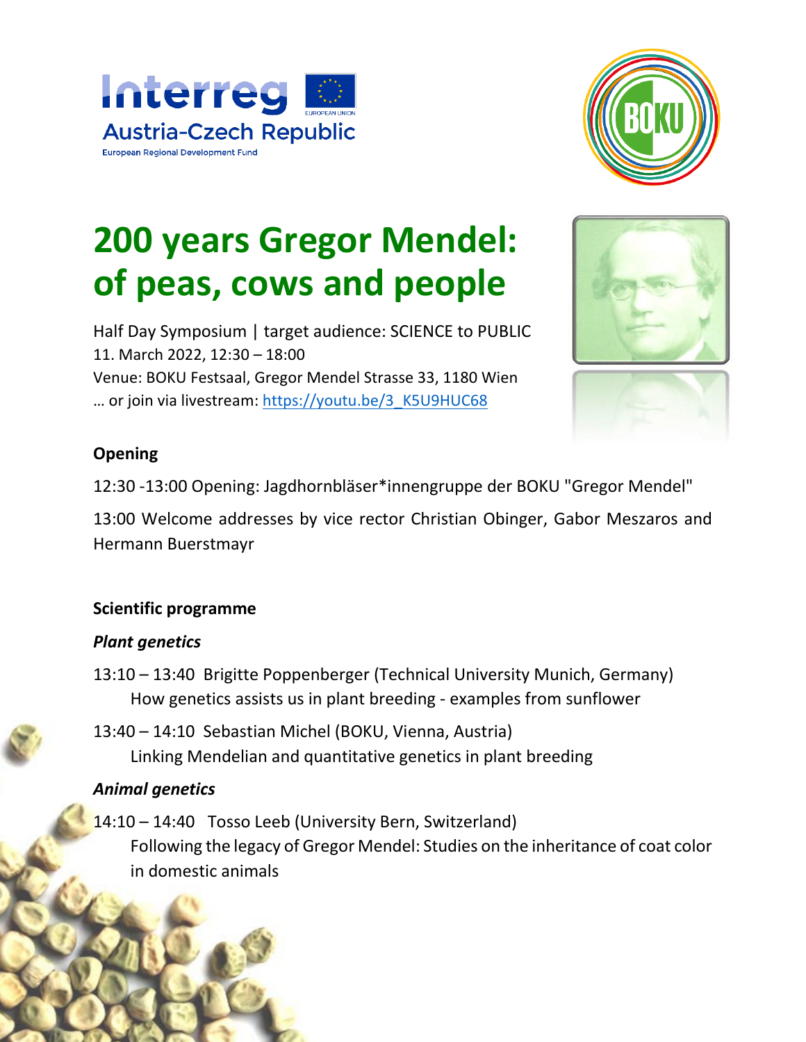Interreg
Austria-Czech Republic
European Regional Development Fund

# 200 years Gregor Mendel: of peas, cows and people

Half Day Symposium | target audience: SCIENCE to PUBLIC
11. March 2022, 12:30 – 18:00
Venue: BOKU Festsaal, Gregor Mendel Strasse 33, 1180 Wien
… or join via livestream: [https://youtu.be/3_K5U9HUC68](https://youtu.be/3_K5U9HUC68)

**Opening**

12:30 -13:00 Opening: Jagdhornbläser*innengruppe der BOKU "Gregor Mendel"

13:00 Welcome addresses by vice rector Christian Obinger, Gabor Meszaros and Hermann Buerstmayr

**Scientific programme**

***Plant genetics***

13:10 – 13:40 Brigitte Poppenberger (Technical University Munich, Germany)
How genetics assists us in plant breeding - examples from sunflower

13:40 – 14:10 Sebastian Michel (BOKU, Vienna, Austria)
Linking Mendelian and quantitative genetics in plant breeding

***Animal genetics***

14:10 – 14:40 Tosso Leeb (University Bern, Switzerland)
Following the legacy of Gregor Mendel: Studies on the inheritance of coat color in domestic animals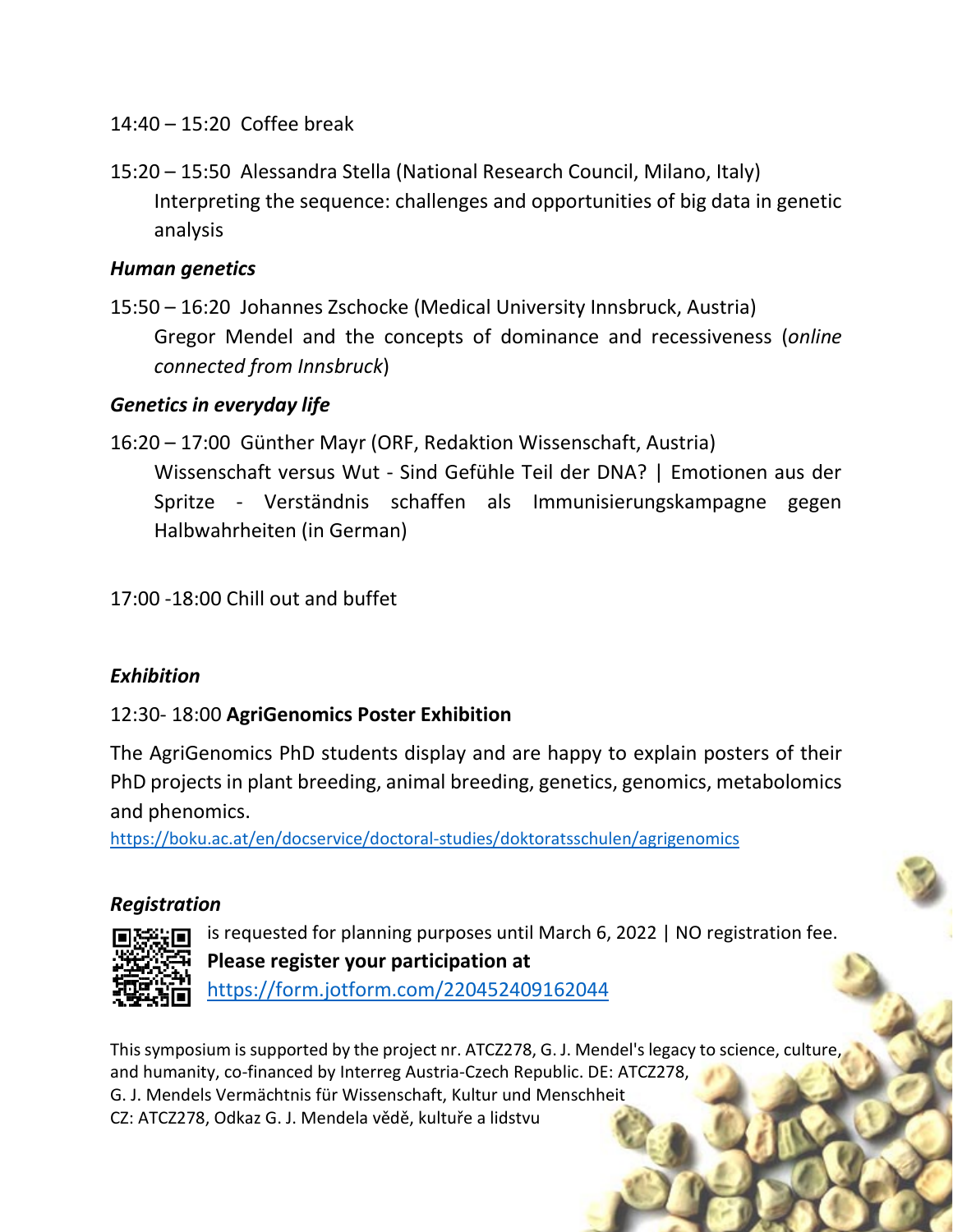14:40 – 15:20 Coffee break

15:20 – 15:50 Alessandra Stella (National Research Council, Milano, Italy)
Interpreting the sequence: challenges and opportunities of big data in genetic analysis

***Human genetics***

15:50 – 16:20 Johannes Zschocke (Medical University Innsbruck, Austria)
Gregor Mendel and the concepts of dominance and recessiveness (*online connected from Innsbruck*)

***Genetics in everyday life***

16:20 – 17:00 Günther Mayr (ORF, Redaktion Wissenschaft, Austria)
Wissenschaft versus Wut - Sind Gefühle Teil der DNA? | Emotionen aus der Spritze - Verständnis schaffen als Immunisierungskampagne gegen Halbwahrheiten (in German)

17:00 -18:00 Chill out and buffet

***Exhibition***

12:30- 18:00 **AgriGenomics Poster Exhibition**

The AgriGenomics PhD students display and are happy to explain posters of their PhD projects in plant breeding, animal breeding, genetics, genomics, metabolomics and phenomics.
https://boku.ac.at/en/docservice/doctoral-studies/doktoratsschulen/agrigenomics

***Registration***

is requested for planning purposes until March 6, 2022 | NO registration fee.
**Please register your participation at**
https://form.jotform.com/220452409162044

This symposium is supported by the project nr. ATCZ278, G. J. Mendel's legacy to science, culture, and humanity, co-financed by Interreg Austria-Czech Republic. DE: ATCZ278, G. J. Mendels Vermächtnis für Wissenschaft, Kultur und Menschheit
CZ: ATCZ278, Odkaz G. J. Mendela vědě, kultuře a lidstvu